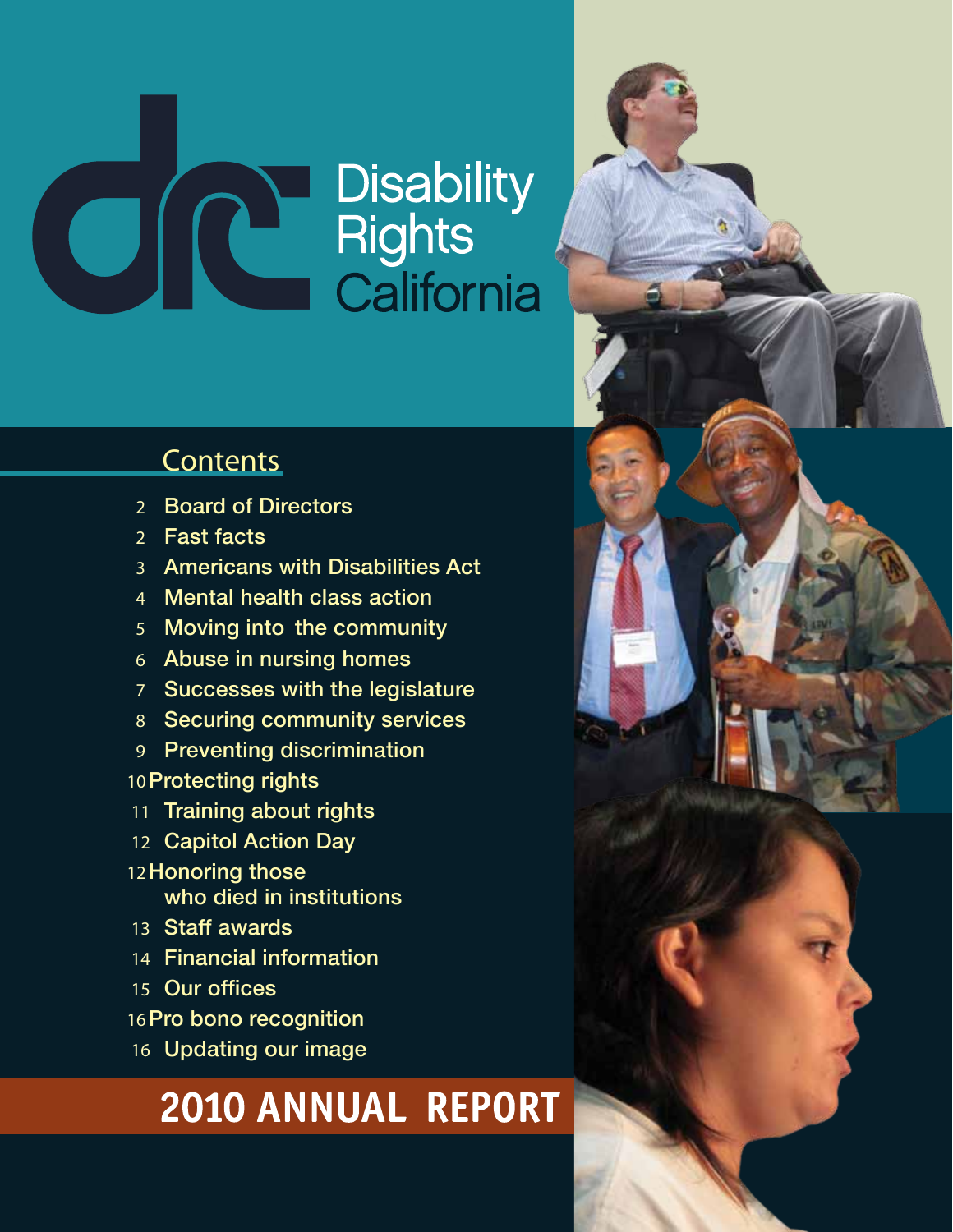# Disability Rights California

## Contents

- 2 Board of Directors
- 2 Fast facts
- 3 Americans with Disabilities Act
- 4 Mental health class action
- 5 Moving into the community
- 6 Abuse in nursing homes
- 7 Successes with the legislature
- 8 Securing community services
- 9 Preventing discrimination
- 10 Protecting rights
- 11 Training about rights
- 12 Capitol Action Day
- 12 Honoring those who died in institutions
- 13 Staff awards
- 14 Financial information
- 15 Our offices
- 16 Pro bono recognition
- 16 Updating our image

# 2010 ANNUAL REPORT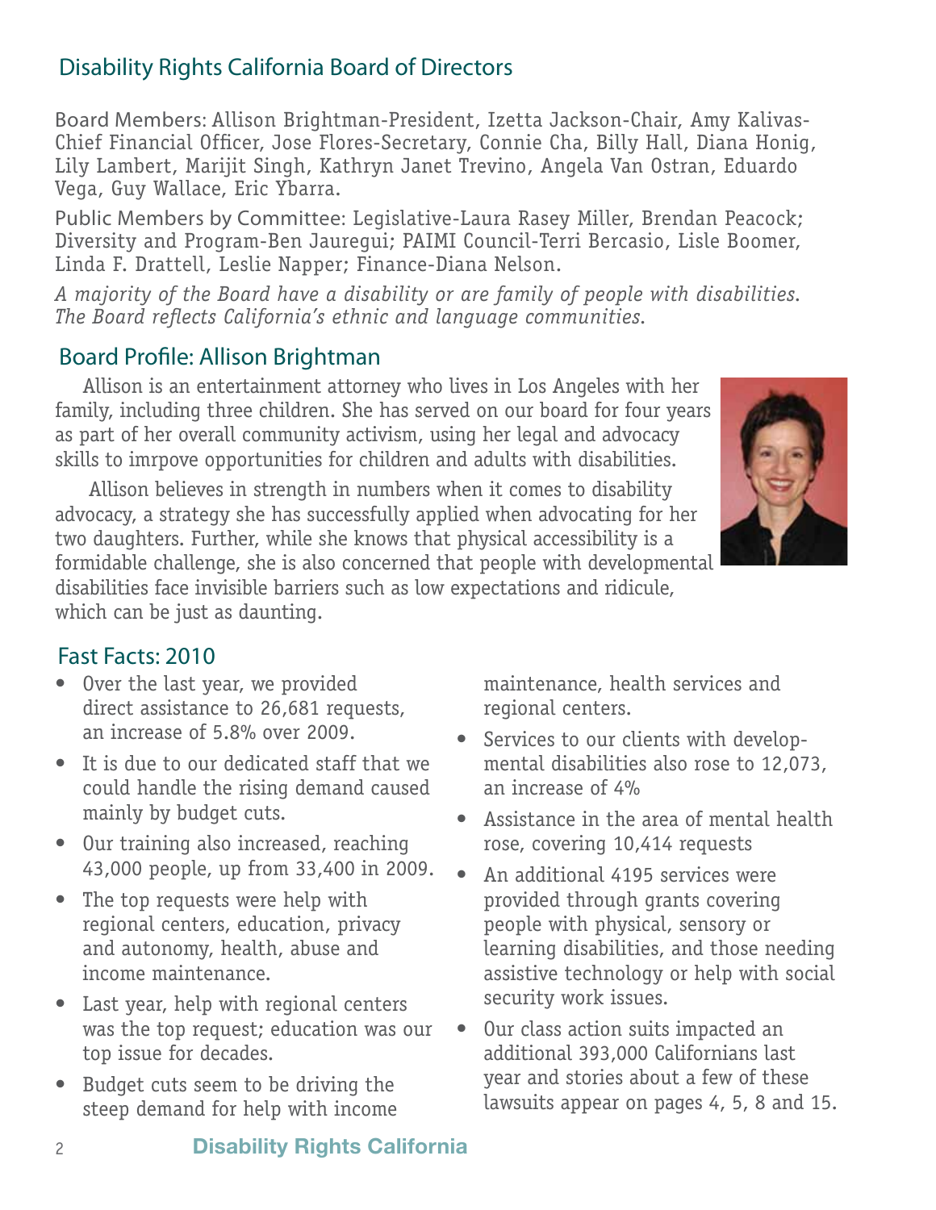## Disability Rights California Board of Directors

Board Members: Allison Brightman-President, Izetta Jackson-Chair, Amy Kalivas-Chief Financial Officer, Jose Flores-Secretary, Connie Cha, Billy Hall, Diana Honig, Lily Lambert, Marijit Singh, Kathryn Janet Trevino, Angela Van Ostran, Eduardo Vega, Guy Wallace, Eric Ybarra.

Public Members by Committee: Legislative-Laura Rasey Miller, Brendan Peacock; Diversity and Program-Ben Jauregui; PAIMI Council-Terri Bercasio, Lisle Boomer, Linda F. Drattell, Leslie Napper; Finance-Diana Nelson.

*A majority of the Board have a disability or are family of people with disabilities. The Board reflects California's ethnic and language communities.*

## Board Profile: Allison Brightman

Allison is an entertainment attorney who lives in Los Angeles with her family, including three children. She has served on our board for four years as part of her overall community activism, using her legal and advocacy skills to imrpove opportunities for children and adults with disabilities.

Allison believes in strength in numbers when it comes to disability advocacy, a strategy she has successfully applied when advocating for her two daughters. Further, while she knows that physical accessibility is a formidable challenge, she is also concerned that people with developmental disabilities face invisible barriers such as low expectations and ridicule, which can be just as daunting.

## Fast Facts: 2010

- Over the last year, we provided direct assistance to 26,681 requests, an increase of 5.8% over 2009.
- It is due to our dedicated staff that we could handle the rising demand caused mainly by budget cuts.
- Our training also increased, reaching 43,000 people, up from 33,400 in 2009.
- The top requests were help with regional centers, education, privacy and autonomy, health, abuse and income maintenance.
- Last year, help with regional centers was the top request; education was our top issue for decades.
- Budget cuts seem to be driving the steep demand for help with income maintenance, health services and regional centers.
- Services to our clients with developmental disabilities also rose to 12,073, an increase of 4%
- Assistance in the area of mental health rose, covering 10,414 requests
- An additional 4195 services were provided through grants covering people with physical, sensory or learning disabilities, and those needing assistive technology or help with social security work issues.
- Our class action suits impacted an additional 393,000 Californians last year and stories about a few of these lawsuits appear on pages 4, 5, 8 and 15.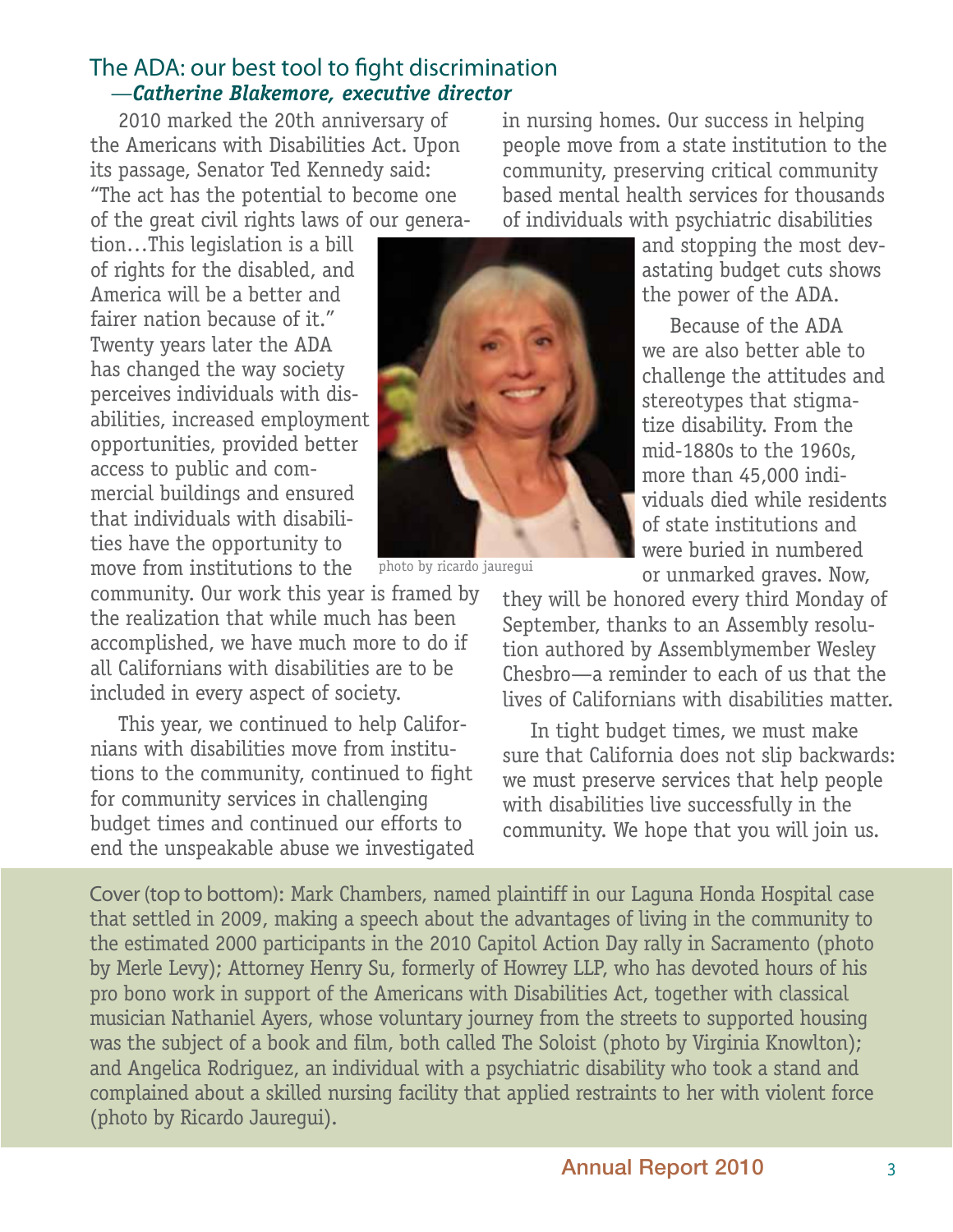## The ADA: our best tool to fight discrimination

*—**Catherine Blakemore, executive director***

2010 marked the 20th anniversary of the Americans with Disabilities Act. Upon its passage, Senator Ted Kennedy said: "The act has the potential to become one of the great civil rights laws of our generation…This legislation is a bill of rights for the disabled, and America will be a better and fairer nation because of it." Twenty years later the ADA has changed the way society perceives individuals with disabilities, increased employment opportunities, provided better access to public and commercial buildings and ensured that individuals with disabilities have the opportunity to move from institutions to the community. Our work this year is framed by the realization that while much has been accomplished, we have much more to do if all Californians with disabilities are to be included in every aspect of society.

photo by ricardo jauregui

This year, we continued to help Californians with disabilities move from institutions to the community, continued to fight for community services in challenging budget times and continued our efforts to end the unspeakable abuse we investigated in nursing homes. Our success in helping people move from a state institution to the community, preserving critical community based mental health services for thousands of individuals with psychiatric disabilities and stopping the most devastating budget cuts shows the power of the ADA.

Because of the ADA we are also better able to challenge the attitudes and stereotypes that stigmatize disability. From the mid-1880s to the 1960s, more than 45,000 individuals died while residents of state institutions and were buried in numbered or unmarked graves. Now, they will be honored every third Monday of September, thanks to an Assembly resolution authored by Assemblymember Wesley Chesbro—a reminder to each of us that the lives of Californians with disabilities matter.

In tight budget times, we must make sure that California does not slip backwards: we must preserve services that help people with disabilities live successfully in the community. We hope that you will join us.

Cover (top to bottom): Mark Chambers, named plaintiff in our Laguna Honda Hospital case that settled in 2009, making a speech about the advantages of living in the community to the estimated 2000 participants in the 2010 Capitol Action Day rally in Sacramento (photo by Merle Levy); Attorney Henry Su, formerly of Howrey LLP, who has devoted hours of his pro bono work in support of the Americans with Disabilities Act, together with classical musician Nathaniel Ayers, whose voluntary journey from the streets to supported housing was the subject of a book and film, both called The Soloist (photo by Virginia Knowlton); and Angelica Rodriguez, an individual with a psychiatric disability who took a stand and complained about a skilled nursing facility that applied restraints to her with violent force (photo by Ricardo Jauregui).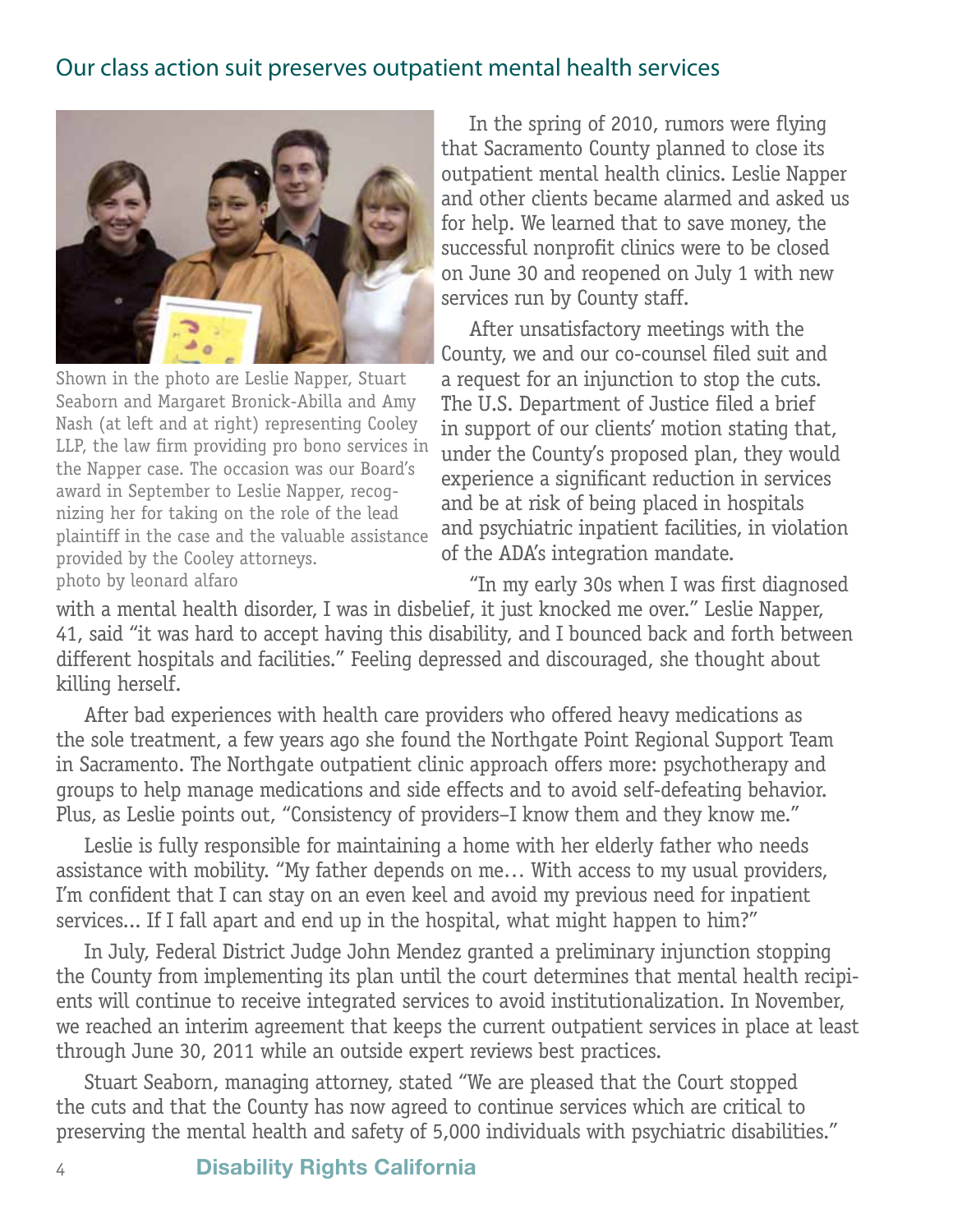## Our class action suit preserves outpatient mental health services

Shown in the photo are Leslie Napper, Stuart Seaborn and Margaret Bronick-Abilla and Amy Nash (at left and at right) representing Cooley LLP, the law firm providing pro bono services in the Napper case. The occasion was our Board's award in September to Leslie Napper, recognizing her for taking on the role of the lead plaintiff in the case and the valuable assistance provided by the Cooley attorneys.
photo by leonard alfaro

In the spring of 2010, rumors were flying that Sacramento County planned to close its outpatient mental health clinics. Leslie Napper and other clients became alarmed and asked us for help. We learned that to save money, the successful nonprofit clinics were to be closed on June 30 and reopened on July 1 with new services run by County staff.

After unsatisfactory meetings with the County, we and our co-counsel filed suit and a request for an injunction to stop the cuts. The U.S. Department of Justice filed a brief in support of our clients' motion stating that, under the County's proposed plan, they would experience a significant reduction in services and be at risk of being placed in hospitals and psychiatric inpatient facilities, in violation of the ADA's integration mandate.

"In my early 30s when I was first diagnosed with a mental health disorder, I was in disbelief, it just knocked me over." Leslie Napper, 41, said "it was hard to accept having this disability, and I bounced back and forth between different hospitals and facilities." Feeling depressed and discouraged, she thought about killing herself.

After bad experiences with health care providers who offered heavy medications as the sole treatment, a few years ago she found the Northgate Point Regional Support Team in Sacramento. The Northgate outpatient clinic approach offers more: psychotherapy and groups to help manage medications and side effects and to avoid self-defeating behavior. Plus, as Leslie points out, "Consistency of providers–I know them and they know me."

Leslie is fully responsible for maintaining a home with her elderly father who needs assistance with mobility. "My father depends on me… With access to my usual providers, I'm confident that I can stay on an even keel and avoid my previous need for inpatient services... If I fall apart and end up in the hospital, what might happen to him?"

In July, Federal District Judge John Mendez granted a preliminary injunction stopping the County from implementing its plan until the court determines that mental health recipients will continue to receive integrated services to avoid institutionalization. In November, we reached an interim agreement that keeps the current outpatient services in place at least through June 30, 2011 while an outside expert reviews best practices.

Stuart Seaborn, managing attorney, stated "We are pleased that the Court stopped the cuts and that the County has now agreed to continue services which are critical to preserving the mental health and safety of 5,000 individuals with psychiatric disabilities."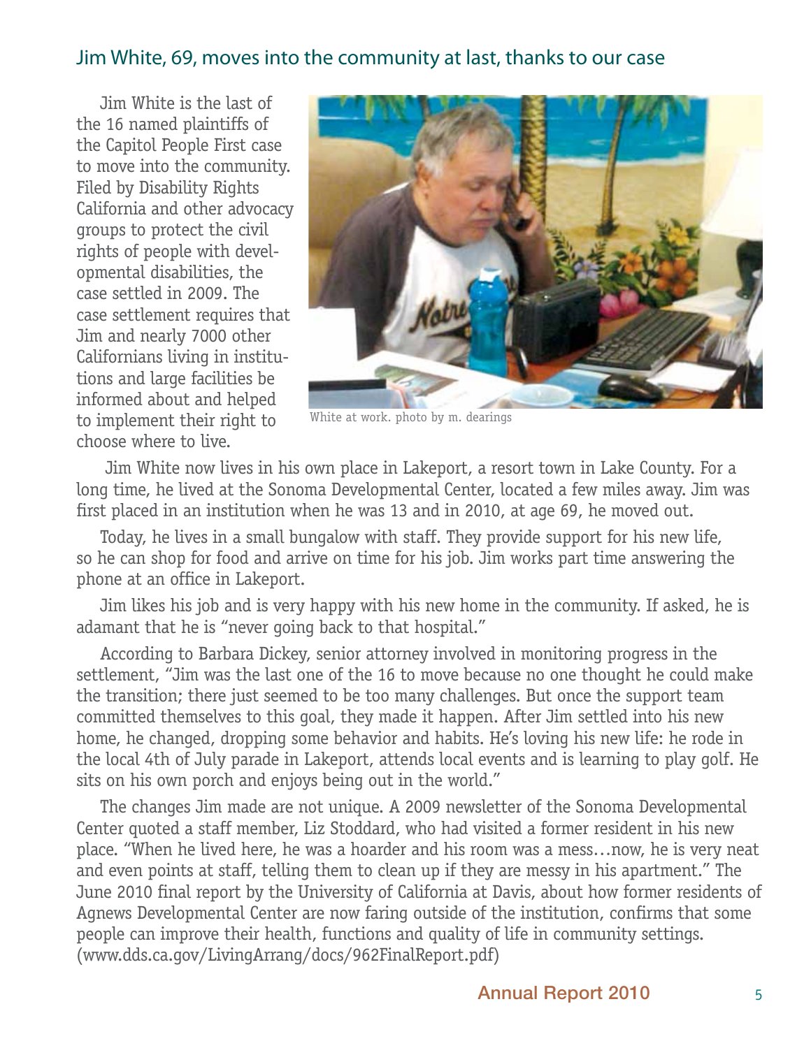## Jim White, 69, moves into the community at last, thanks to our case

Jim White is the last of the 16 named plaintiffs of the Capitol People First case to move into the community. Filed by Disability Rights California and other advocacy groups to protect the civil rights of people with developmental disabilities, the case settled in 2009. The case settlement requires that Jim and nearly 7000 other Californians living in institutions and large facilities be informed about and helped to implement their right to choose where to live.

White at work. photo by m. dearings

Jim White now lives in his own place in Lakeport, a resort town in Lake County. For a long time, he lived at the Sonoma Developmental Center, located a few miles away. Jim was first placed in an institution when he was 13 and in 2010, at age 69, he moved out.

Today, he lives in a small bungalow with staff. They provide support for his new life, so he can shop for food and arrive on time for his job. Jim works part time answering the phone at an office in Lakeport.

Jim likes his job and is very happy with his new home in the community. If asked, he is adamant that he is "never going back to that hospital."

According to Barbara Dickey, senior attorney involved in monitoring progress in the settlement, "Jim was the last one of the 16 to move because no one thought he could make the transition; there just seemed to be too many challenges. But once the support team committed themselves to this goal, they made it happen. After Jim settled into his new home, he changed, dropping some behavior and habits. He's loving his new life: he rode in the local 4th of July parade in Lakeport, attends local events and is learning to play golf. He sits on his own porch and enjoys being out in the world."

The changes Jim made are not unique. A 2009 newsletter of the Sonoma Developmental Center quoted a staff member, Liz Stoddard, who had visited a former resident in his new place. "When he lived here, he was a hoarder and his room was a mess…now, he is very neat and even points at staff, telling them to clean up if they are messy in his apartment." The June 2010 final report by the University of California at Davis, about how former residents of Agnews Developmental Center are now faring outside of the institution, confirms that some people can improve their health, functions and quality of life in community settings. (www.dds.ca.gov/LivingArrang/docs/962FinalReport.pdf)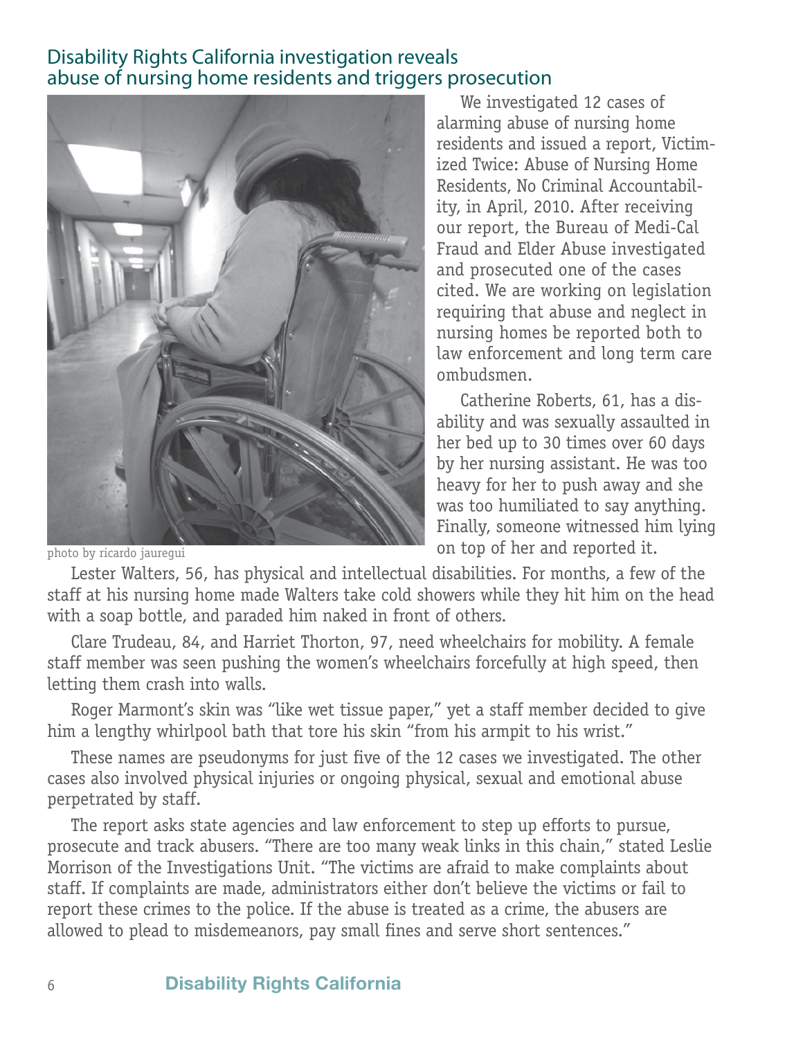## Disability Rights California investigation reveals abuse of nursing home residents and triggers prosecution

photo by ricardo jauregui

We investigated 12 cases of alarming abuse of nursing home residents and issued a report, Victimized Twice: Abuse of Nursing Home Residents, No Criminal Accountability, in April, 2010. After receiving our report, the Bureau of Medi-Cal Fraud and Elder Abuse investigated and prosecuted one of the cases cited. We are working on legislation requiring that abuse and neglect in nursing homes be reported both to law enforcement and long term care ombudsmen.

Catherine Roberts, 61, has a disability and was sexually assaulted in her bed up to 30 times over 60 days by her nursing assistant. He was too heavy for her to push away and she was too humiliated to say anything. Finally, someone witnessed him lying on top of her and reported it.

Lester Walters, 56, has physical and intellectual disabilities. For months, a few of the staff at his nursing home made Walters take cold showers while they hit him on the head with a soap bottle, and paraded him naked in front of others.

Clare Trudeau, 84, and Harriet Thorton, 97, need wheelchairs for mobility. A female staff member was seen pushing the women's wheelchairs forcefully at high speed, then letting them crash into walls.

Roger Marmont's skin was "like wet tissue paper," yet a staff member decided to give him a lengthy whirlpool bath that tore his skin "from his armpit to his wrist."

These names are pseudonyms for just five of the 12 cases we investigated. The other cases also involved physical injuries or ongoing physical, sexual and emotional abuse perpetrated by staff.

The report asks state agencies and law enforcement to step up efforts to pursue, prosecute and track abusers. "There are too many weak links in this chain," stated Leslie Morrison of the Investigations Unit. "The victims are afraid to make complaints about staff. If complaints are made, administrators either don't believe the victims or fail to report these crimes to the police. If the abuse is treated as a crime, the abusers are allowed to plead to misdemeanors, pay small fines and serve short sentences."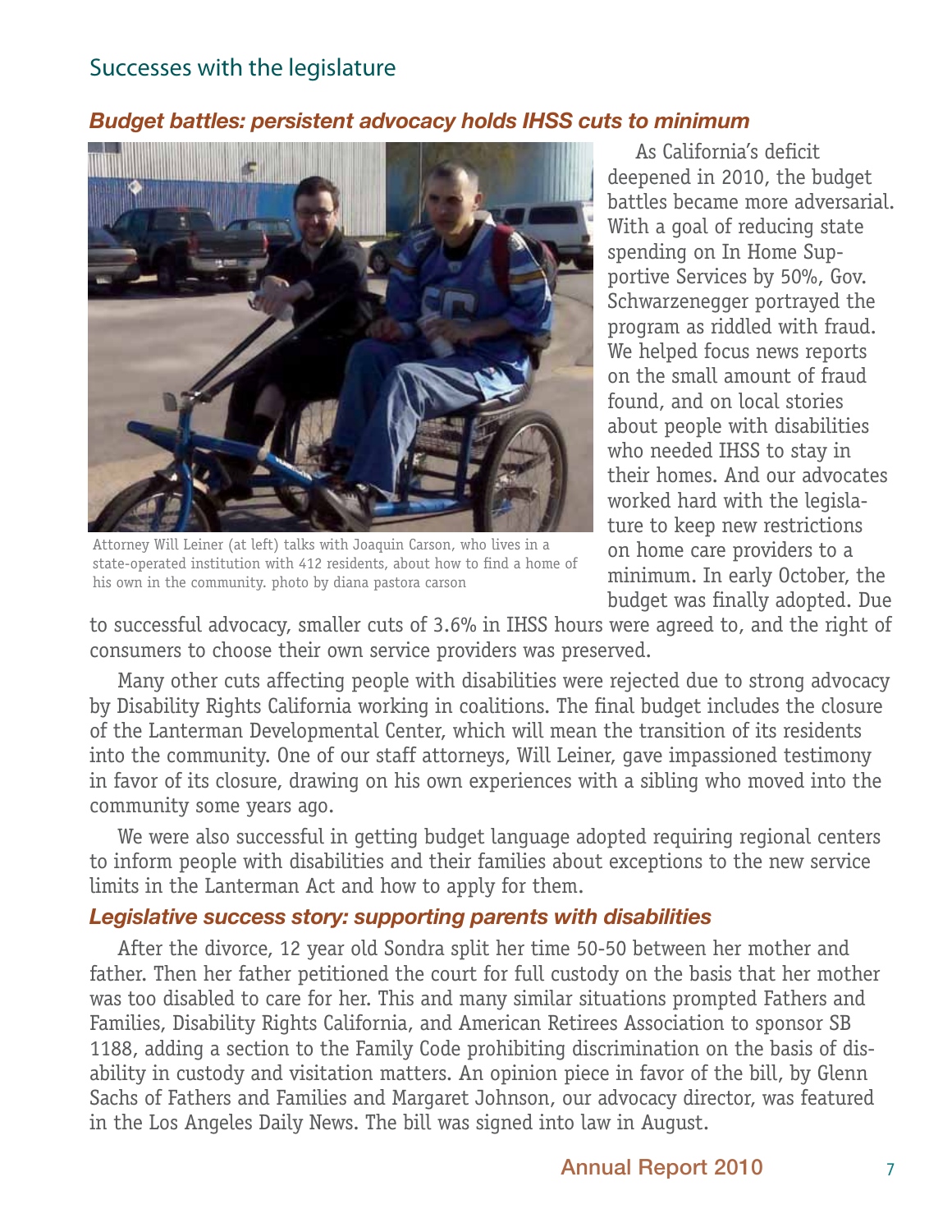## Successes with the legislature

### *Budget battles: persistent advocacy holds IHSS cuts to minimum*

Attorney Will Leiner (at left) talks with Joaquin Carson, who lives in a state-operated institution with 412 residents, about how to find a home of his own in the community. photo by diana pastora carson

As California's deficit deepened in 2010, the budget battles became more adversarial. With a goal of reducing state spending on In Home Supportive Services by 50%, Gov. Schwarzenegger portrayed the program as riddled with fraud. We helped focus news reports on the small amount of fraud found, and on local stories about people with disabilities who needed IHSS to stay in their homes. And our advocates worked hard with the legislature to keep new restrictions on home care providers to a minimum. In early October, the budget was finally adopted. Due to successful advocacy, smaller cuts of 3.6% in IHSS hours were agreed to, and the right of consumers to choose their own service providers was preserved.

Many other cuts affecting people with disabilities were rejected due to strong advocacy by Disability Rights California working in coalitions. The final budget includes the closure of the Lanterman Developmental Center, which will mean the transition of its residents into the community. One of our staff attorneys, Will Leiner, gave impassioned testimony in favor of its closure, drawing on his own experiences with a sibling who moved into the community some years ago.

We were also successful in getting budget language adopted requiring regional centers to inform people with disabilities and their families about exceptions to the new service limits in the Lanterman Act and how to apply for them.

### *Legislative success story: supporting parents with disabilities*

After the divorce, 12 year old Sondra split her time 50-50 between her mother and father. Then her father petitioned the court for full custody on the basis that her mother was too disabled to care for her. This and many similar situations prompted Fathers and Families, Disability Rights California, and American Retirees Association to sponsor SB 1188, adding a section to the Family Code prohibiting discrimination on the basis of disability in custody and visitation matters. An opinion piece in favor of the bill, by Glenn Sachs of Fathers and Families and Margaret Johnson, our advocacy director, was featured in the Los Angeles Daily News. The bill was signed into law in August.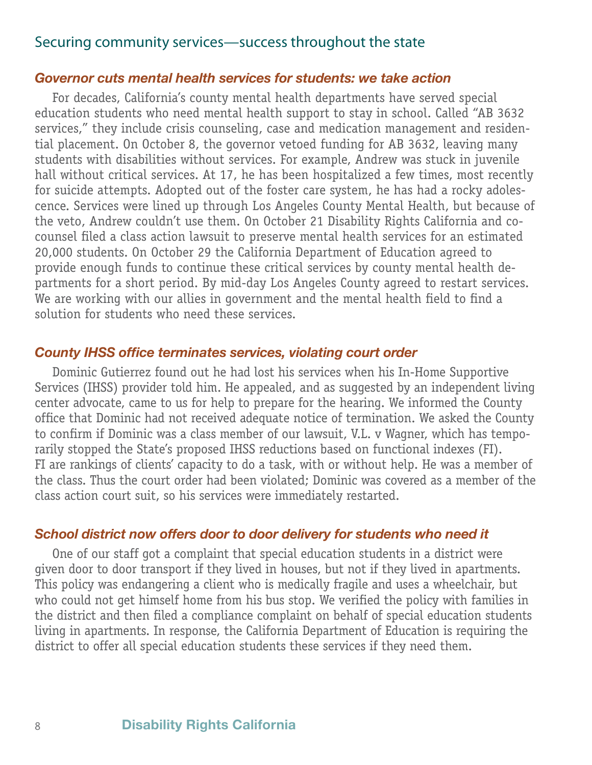## Securing community services—success throughout the state

### *Governor cuts mental health services for students: we take action*

For decades, California's county mental health departments have served special education students who need mental health support to stay in school. Called "AB 3632 services," they include crisis counseling, case and medication management and residential placement. On October 8, the governor vetoed funding for AB 3632, leaving many students with disabilities without services. For example, Andrew was stuck in juvenile hall without critical services. At 17, he has been hospitalized a few times, most recently for suicide attempts. Adopted out of the foster care system, he has had a rocky adolescence. Services were lined up through Los Angeles County Mental Health, but because of the veto, Andrew couldn't use them. On October 21 Disability Rights California and co-counsel filed a class action lawsuit to preserve mental health services for an estimated 20,000 students. On October 29 the California Department of Education agreed to provide enough funds to continue these critical services by county mental health departments for a short period. By mid-day Los Angeles County agreed to restart services. We are working with our allies in government and the mental health field to find a solution for students who need these services.

### *County IHSS office terminates services, violating court order*

Dominic Gutierrez found out he had lost his services when his In-Home Supportive Services (IHSS) provider told him. He appealed, and as suggested by an independent living center advocate, came to us for help to prepare for the hearing. We informed the County office that Dominic had not received adequate notice of termination. We asked the County to confirm if Dominic was a class member of our lawsuit, V.L. v Wagner, which has temporarily stopped the State's proposed IHSS reductions based on functional indexes (FI). FI are rankings of clients' capacity to do a task, with or without help. He was a member of the class. Thus the court order had been violated; Dominic was covered as a member of the class action court suit, so his services were immediately restarted.

### *School district now offers door to door delivery for students who need it*

One of our staff got a complaint that special education students in a district were given door to door transport if they lived in houses, but not if they lived in apartments. This policy was endangering a client who is medically fragile and uses a wheelchair, but who could not get himself home from his bus stop. We verified the policy with families in the district and then filed a compliance complaint on behalf of special education students living in apartments. In response, the California Department of Education is requiring the district to offer all special education students these services if they need them.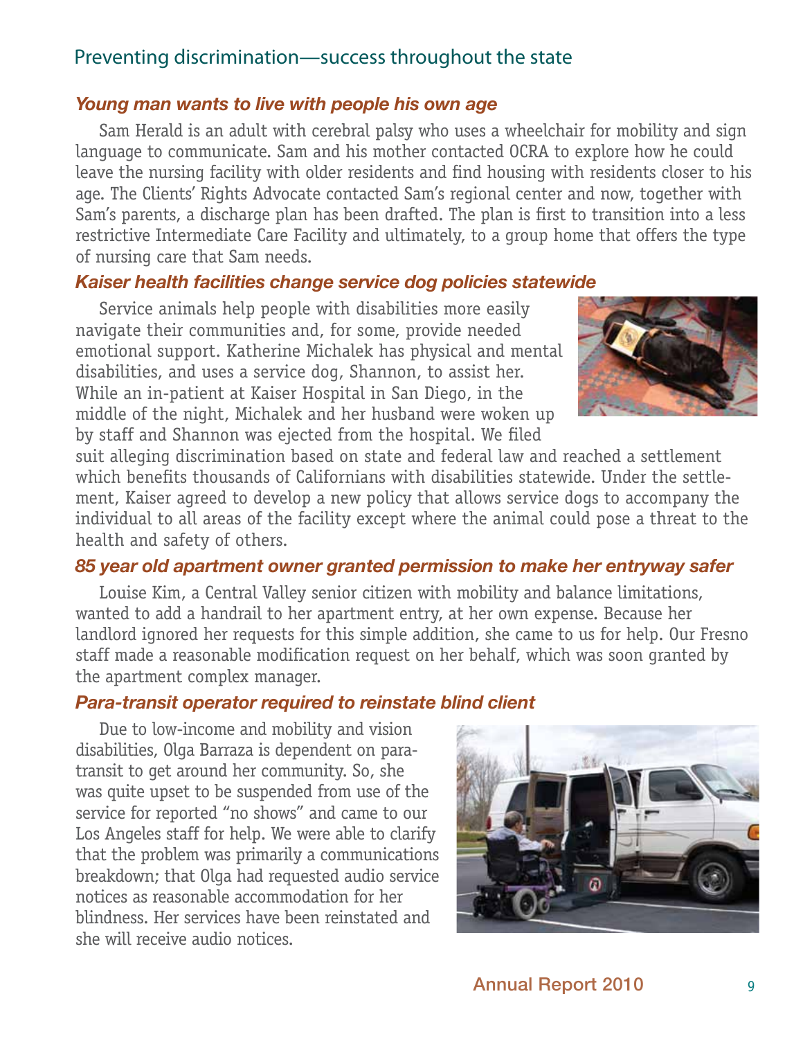## Preventing discrimination—success throughout the state

### *Young man wants to live with people his own age*

Sam Herald is an adult with cerebral palsy who uses a wheelchair for mobility and sign language to communicate. Sam and his mother contacted OCRA to explore how he could leave the nursing facility with older residents and find housing with residents closer to his age. The Clients' Rights Advocate contacted Sam's regional center and now, together with Sam's parents, a discharge plan has been drafted. The plan is first to transition into a less restrictive Intermediate Care Facility and ultimately, to a group home that offers the type of nursing care that Sam needs.

### *Kaiser health facilities change service dog policies statewide*

Service animals help people with disabilities more easily navigate their communities and, for some, provide needed emotional support. Katherine Michalek has physical and mental disabilities, and uses a service dog, Shannon, to assist her. While an in-patient at Kaiser Hospital in San Diego, in the middle of the night, Michalek and her husband were woken up by staff and Shannon was ejected from the hospital. We filed suit alleging discrimination based on state and federal law and reached a settlement which benefits thousands of Californians with disabilities statewide. Under the settlement, Kaiser agreed to develop a new policy that allows service dogs to accompany the individual to all areas of the facility except where the animal could pose a threat to the health and safety of others.

### *85 year old apartment owner granted permission to make her entryway safer*

Louise Kim, a Central Valley senior citizen with mobility and balance limitations, wanted to add a handrail to her apartment entry, at her own expense. Because her landlord ignored her requests for this simple addition, she came to us for help. Our Fresno staff made a reasonable modification request on her behalf, which was soon granted by the apartment complex manager.

### *Para-transit operator required to reinstate blind client*

Due to low-income and mobility and vision disabilities, Olga Barraza is dependent on para-transit to get around her community. So, she was quite upset to be suspended from use of the service for reported "no shows" and came to our Los Angeles staff for help. We were able to clarify that the problem was primarily a communications breakdown; that Olga had requested audio service notices as reasonable accommodation for her blindness. Her services have been reinstated and she will receive audio notices.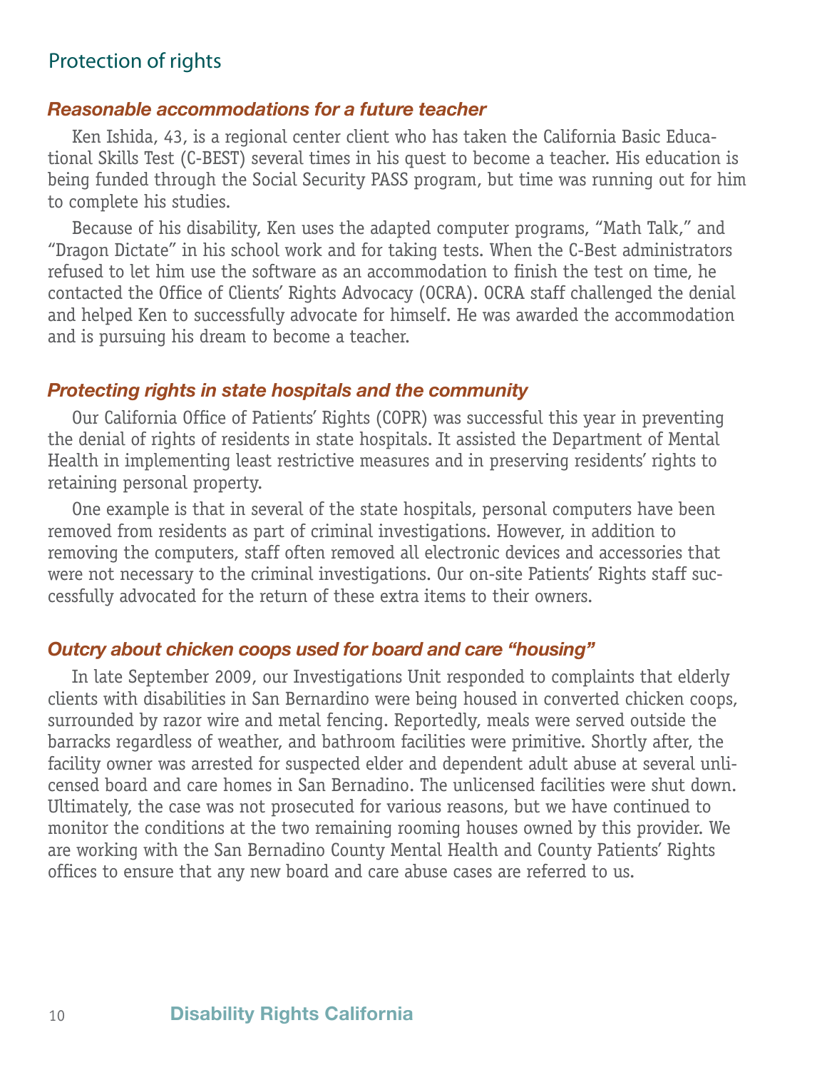## Protection of rights

### *Reasonable accommodations for a future teacher*

Ken Ishida, 43, is a regional center client who has taken the California Basic Educational Skills Test (C-BEST) several times in his quest to become a teacher. His education is being funded through the Social Security PASS program, but time was running out for him to complete his studies.

Because of his disability, Ken uses the adapted computer programs, "Math Talk," and "Dragon Dictate" in his school work and for taking tests. When the C-Best administrators refused to let him use the software as an accommodation to finish the test on time, he contacted the Office of Clients' Rights Advocacy (OCRA). OCRA staff challenged the denial and helped Ken to successfully advocate for himself. He was awarded the accommodation and is pursuing his dream to become a teacher.

### *Protecting rights in state hospitals and the community*

Our California Office of Patients' Rights (COPR) was successful this year in preventing the denial of rights of residents in state hospitals. It assisted the Department of Mental Health in implementing least restrictive measures and in preserving residents' rights to retaining personal property.

One example is that in several of the state hospitals, personal computers have been removed from residents as part of criminal investigations. However, in addition to removing the computers, staff often removed all electronic devices and accessories that were not necessary to the criminal investigations. Our on-site Patients' Rights staff successfully advocated for the return of these extra items to their owners.

### *Outcry about chicken coops used for board and care "housing"*

In late September 2009, our Investigations Unit responded to complaints that elderly clients with disabilities in San Bernardino were being housed in converted chicken coops, surrounded by razor wire and metal fencing. Reportedly, meals were served outside the barracks regardless of weather, and bathroom facilities were primitive. Shortly after, the facility owner was arrested for suspected elder and dependent adult abuse at several unlicensed board and care homes in San Bernadino. The unlicensed facilities were shut down. Ultimately, the case was not prosecuted for various reasons, but we have continued to monitor the conditions at the two remaining rooming houses owned by this provider. We are working with the San Bernadino County Mental Health and County Patients' Rights offices to ensure that any new board and care abuse cases are referred to us.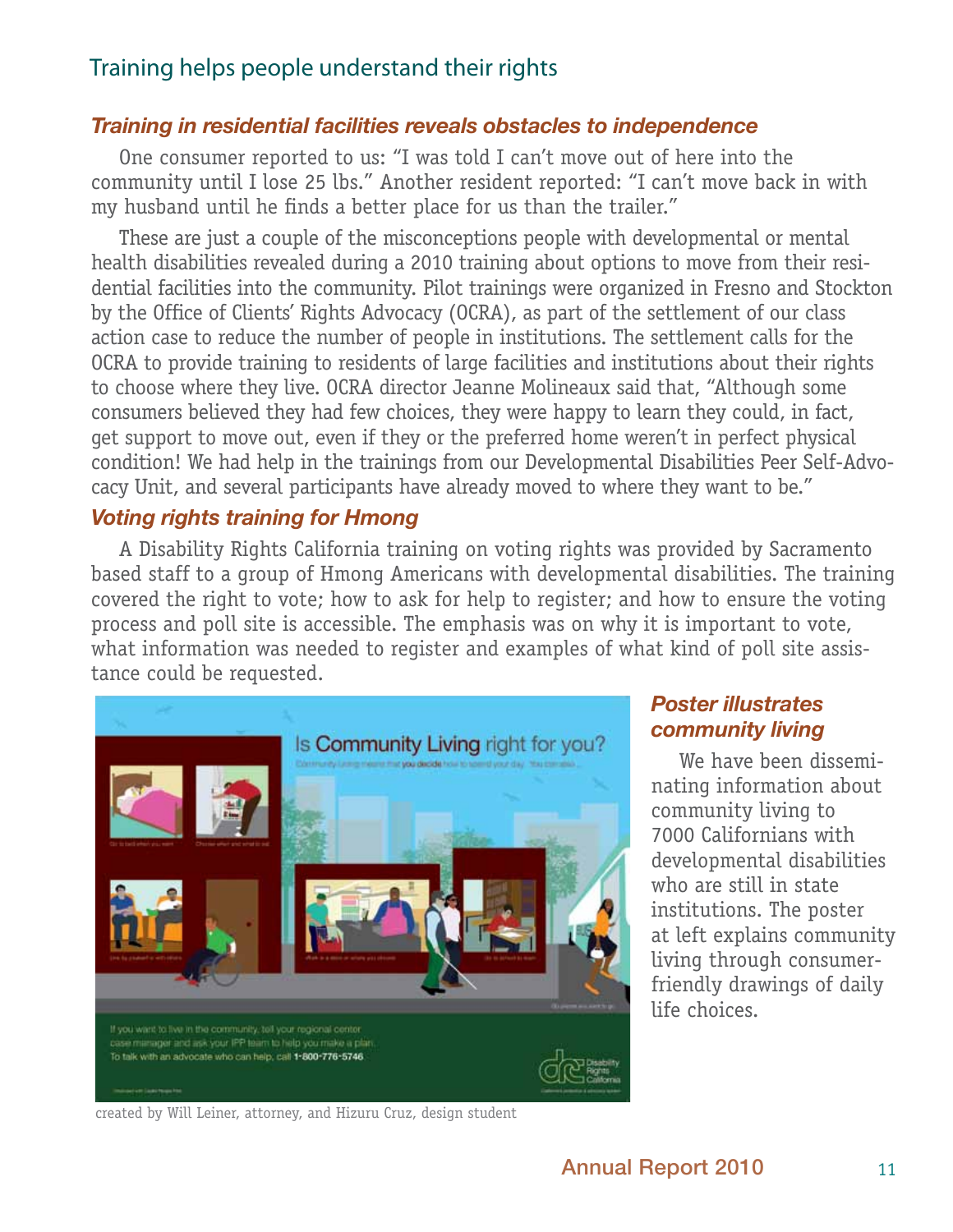## Training helps people understand their rights

### *Training in residential facilities reveals obstacles to independence*

One consumer reported to us: "I was told I can't move out of here into the community until I lose 25 lbs." Another resident reported: "I can't move back in with my husband until he finds a better place for us than the trailer."

These are just a couple of the misconceptions people with developmental or mental health disabilities revealed during a 2010 training about options to move from their residential facilities into the community. Pilot trainings were organized in Fresno and Stockton by the Office of Clients' Rights Advocacy (OCRA), as part of the settlement of our class action case to reduce the number of people in institutions. The settlement calls for the OCRA to provide training to residents of large facilities and institutions about their rights to choose where they live. OCRA director Jeanne Molineaux said that, "Although some consumers believed they had few choices, they were happy to learn they could, in fact, get support to move out, even if they or the preferred home weren't in perfect physical condition! We had help in the trainings from our Developmental Disabilities Peer Self-Advocacy Unit, and several participants have already moved to where they want to be."

### *Voting rights training for Hmong*

A Disability Rights California training on voting rights was provided by Sacramento based staff to a group of Hmong Americans with developmental disabilities. The training covered the right to vote; how to ask for help to register; and how to ensure the voting process and poll site is accessible. The emphasis was on why it is important to vote, what information was needed to register and examples of what kind of poll site assistance could be requested.

created by Will Leiner, attorney, and Hizuru Cruz, design student

### *Poster illustrates community living*

We have been disseminating information about community living to 7000 Californians with developmental disabilities who are still in state institutions. The poster at left explains community living through consumer-friendly drawings of daily life choices.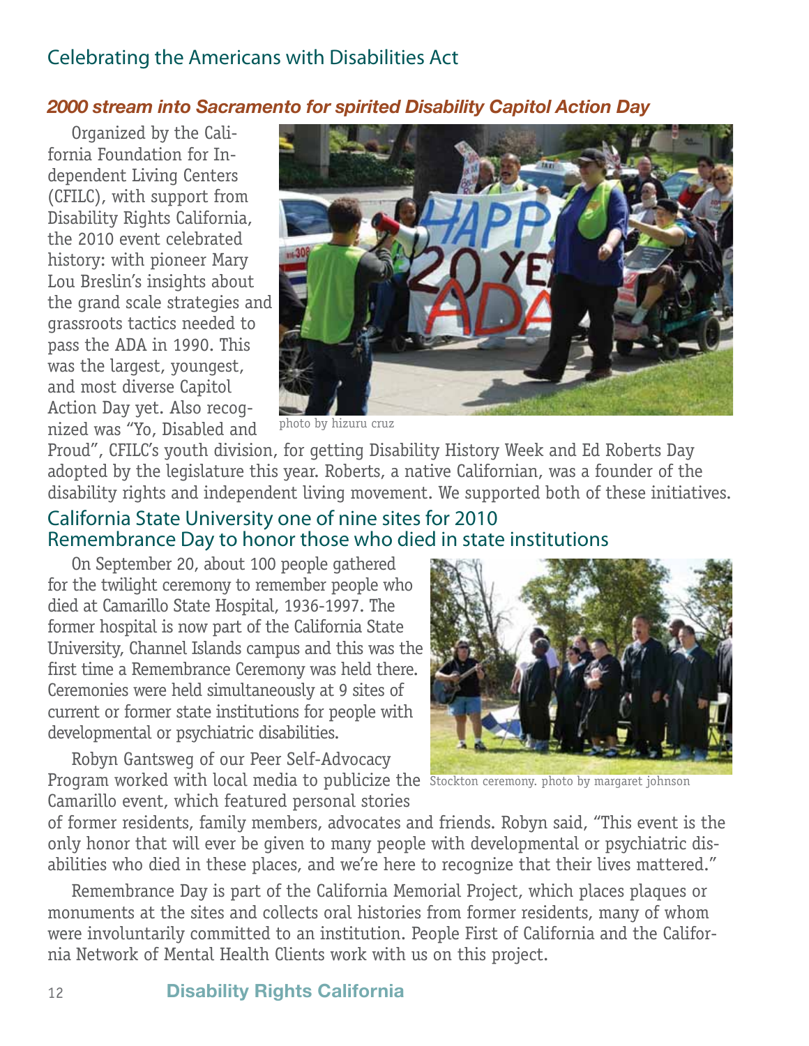## Celebrating the Americans with Disabilities Act

### *2000 stream into Sacramento for spirited Disability Capitol Action Day*

Organized by the California Foundation for Independent Living Centers (CFILC), with support from Disability Rights California, the 2010 event celebrated history: with pioneer Mary Lou Breslin's insights about the grand scale strategies and grassroots tactics needed to pass the ADA in 1990. This was the largest, youngest, and most diverse Capitol Action Day yet. Also recognized was "Yo, Disabled and Proud", CFILC's youth division, for getting Disability History Week and Ed Roberts Day adopted by the legislature this year. Roberts, a native Californian, was a founder of the disability rights and independent living movement. We supported both of these initiatives.

photo by hizuru cruz

### California State University one of nine sites for 2010 Remembrance Day to honor those who died in state institutions

On September 20, about 100 people gathered for the twilight ceremony to remember people who died at Camarillo State Hospital, 1936-1997. The former hospital is now part of the California State University, Channel Islands campus and this was the first time a Remembrance Ceremony was held there. Ceremonies were held simultaneously at 9 sites of current or former state institutions for people with developmental or psychiatric disabilities.

Robyn Gantsweg of our Peer Self-Advocacy Program worked with local media to publicize the Camarillo event, which featured personal stories of former residents, family members, advocates and friends. Robyn said, "This event is the only honor that will ever be given to many people with developmental or psychiatric disabilities who died in these places, and we're here to recognize that their lives mattered."

Stockton ceremony. photo by margaret johnson

Remembrance Day is part of the California Memorial Project, which places plaques or monuments at the sites and collects oral histories from former residents, many of whom were involuntarily committed to an institution. People First of California and the California Network of Mental Health Clients work with us on this project.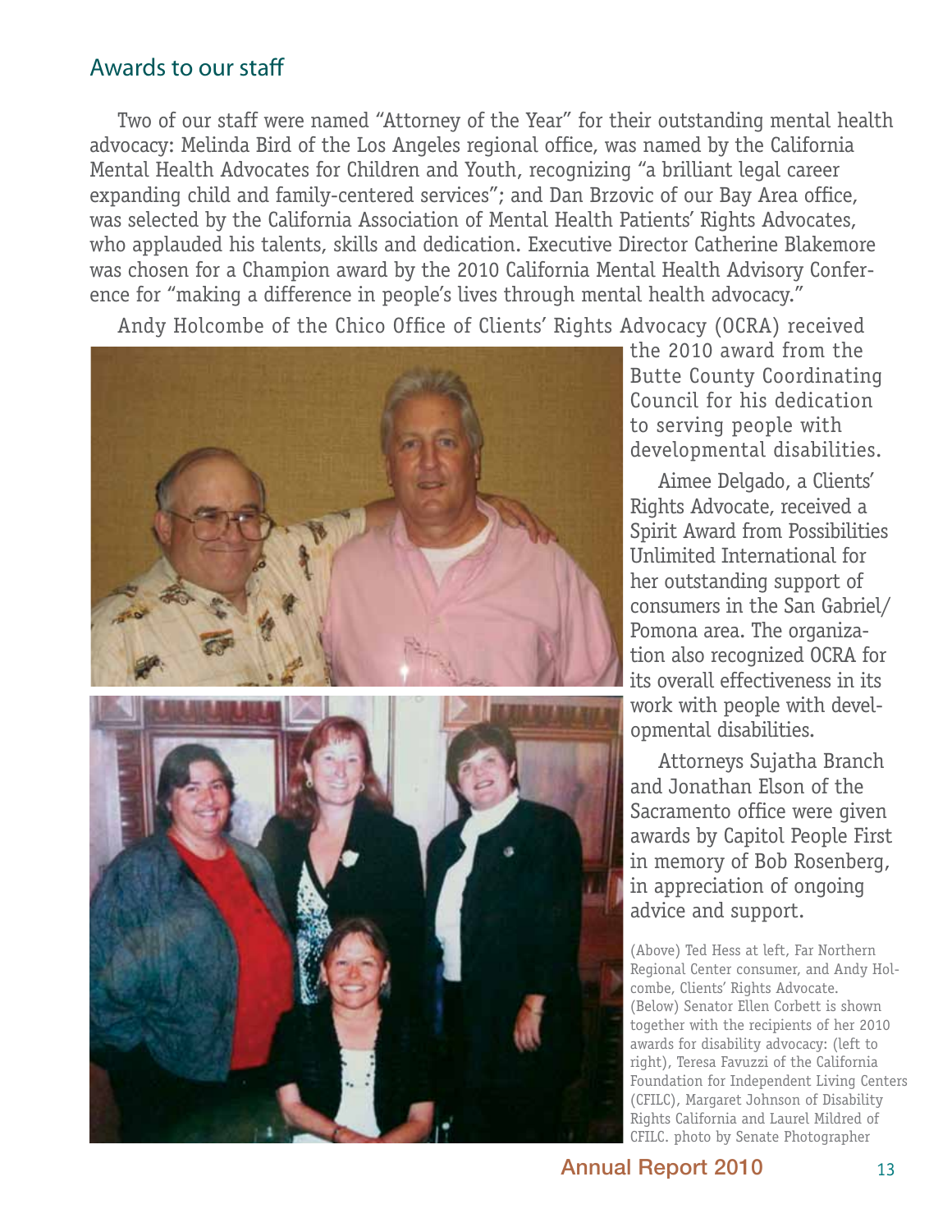## Awards to our staff

Two of our staff were named "Attorney of the Year" for their outstanding mental health advocacy: Melinda Bird of the Los Angeles regional office, was named by the California Mental Health Advocates for Children and Youth, recognizing "a brilliant legal career expanding child and family-centered services"; and Dan Brzovic of our Bay Area office, was selected by the California Association of Mental Health Patients' Rights Advocates, who applauded his talents, skills and dedication. Executive Director Catherine Blakemore was chosen for a Champion award by the 2010 California Mental Health Advisory Conference for "making a difference in people's lives through mental health advocacy."

Andy Holcombe of the Chico Office of Clients' Rights Advocacy (OCRA) received the 2010 award from the Butte County Coordinating Council for his dedication to serving people with developmental disabilities.

Aimee Delgado, a Clients' Rights Advocate, received a Spirit Award from Possibilities Unlimited International for her outstanding support of consumers in the San Gabriel/Pomona area. The organization also recognized OCRA for its overall effectiveness in its work with people with developmental disabilities.

Attorneys Sujatha Branch and Jonathan Elson of the Sacramento office were given awards by Capitol People First in memory of Bob Rosenberg, in appreciation of ongoing advice and support.

(Above) Ted Hess at left, Far Northern Regional Center consumer, and Andy Holcombe, Clients' Rights Advocate. (Below) Senator Ellen Corbett is shown together with the recipients of her 2010 awards for disability advocacy: (left to right), Teresa Favuzzi of the California Foundation for Independent Living Centers (CFILC), Margaret Johnson of Disability Rights California and Laurel Mildred of CFILC. photo by Senate Photographer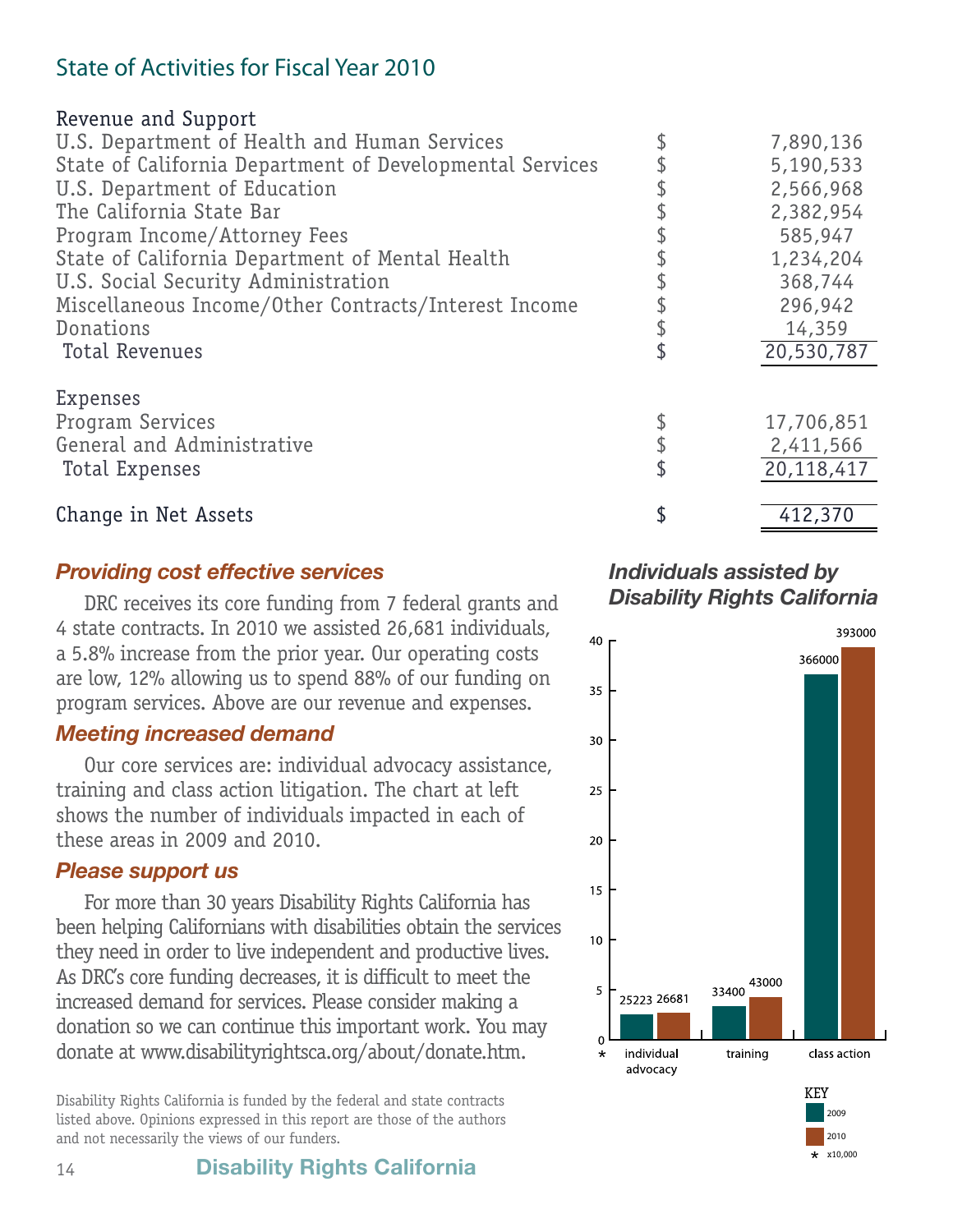## State of Activities for Fiscal Year 2010

| Revenue and Support | | |
|---|---|---|
| U.S. Department of Health and Human Services | $ | 7,890,136 |
| State of California Department of Developmental Services | $ | 5,190,533 |
| U.S. Department of Education | $ | 2,566,968 |
| The California State Bar | $ | 2,382,954 |
| Program Income/Attorney Fees | $ | 585,947 |
| State of California Department of Mental Health | $ | 1,234,204 |
| U.S. Social Security Administration | $ | 368,744 |
| Miscellaneous Income/Other Contracts/Interest Income | $ | 296,942 |
| Donations | $ | 14,359 |
| Total Revenues | $ | 20,530,787 |
| **Expenses** | | |
| Program Services | $ | 17,706,851 |
| General and Administrative | $ | 2,411,566 |
| Total Expenses | $ | 20,118,417 |
| Change in Net Assets | $ | 412,370 |

### *Providing cost effective services*

DRC receives its core funding from 7 federal grants and 4 state contracts. In 2010 we assisted 26,681 individuals, a 5.8% increase from the prior year. Our operating costs are low, 12% allowing us to spend 88% of our funding on program services. Above are our revenue and expenses.

### *Meeting increased demand*

Our core services are: individual advocacy assistance, training and class action litigation. The chart at left shows the number of individuals impacted in each of these areas in 2009 and 2010.

### *Please support us*

For more than 30 years Disability Rights California has been helping Californians with disabilities obtain the services they need in order to live independent and productive lives. As DRC's core funding decreases, it is difficult to meet the increased demand for services. Please consider making a donation so we can continue this important work. You may donate at www.disabilityrightsca.org/about/donate.htm.

### *Individuals assisted by Disability Rights California*

| | 2009 | 2010 |
|---|---|---|
| individual advocacy | 25223 | 26681 |
| training | 33400 | 43000 |
| class action | 366000 | 393000 |

KEY: 2009, 2010; * x10,000

Disability Rights California is funded by the federal and state contracts listed above. Opinions expressed in this report are those of the authors and not necessarily the views of our funders.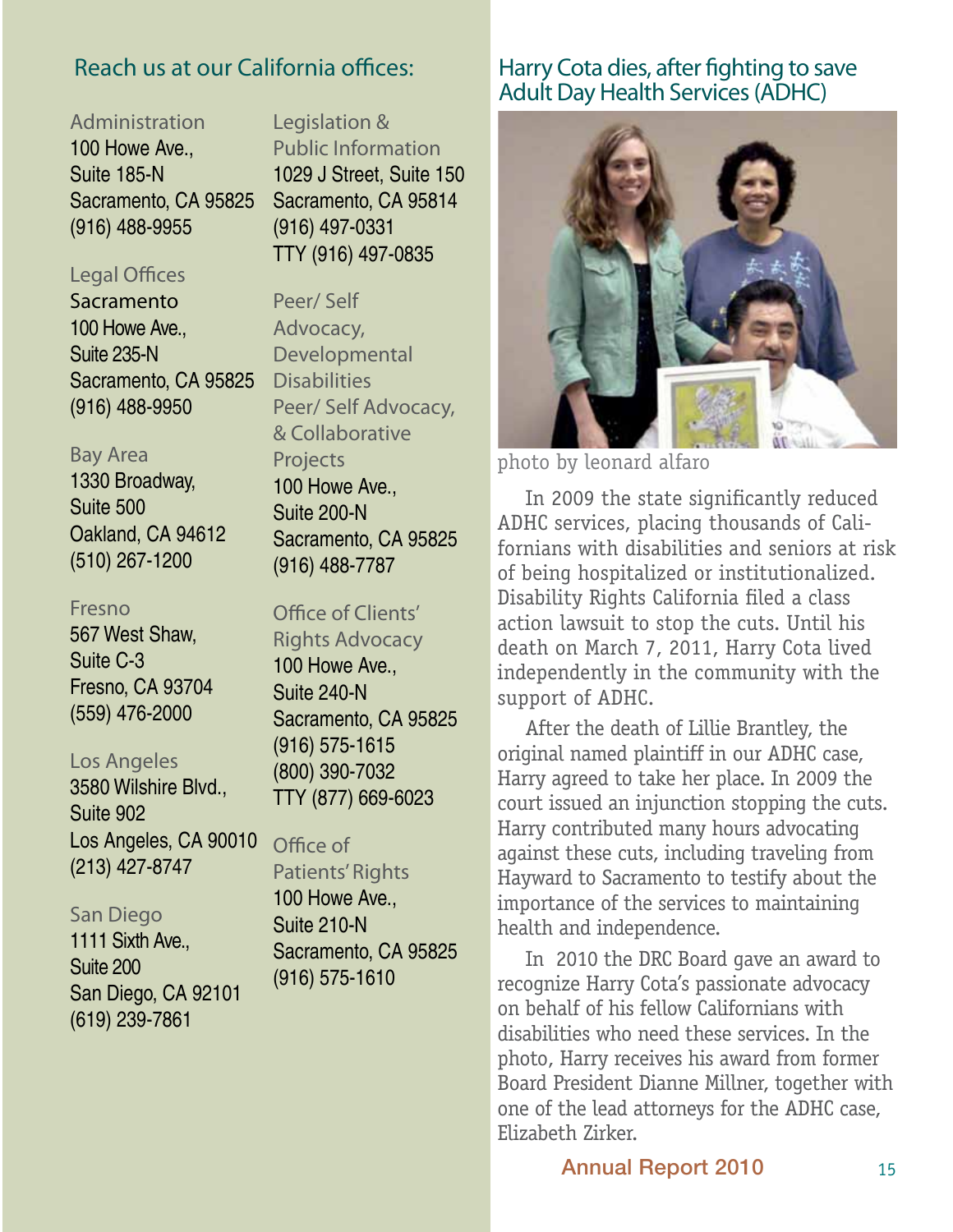## Reach us at our California offices:

**Administration**
100 Howe Ave.,
Suite 185-N
Sacramento, CA 95825
(916) 488-9955

**Legal Offices**

Sacramento
100 Howe Ave.,
Suite 235-N
Sacramento, CA 95825
(916) 488-9950

Bay Area
1330 Broadway,
Suite 500
Oakland, CA 94612
(510) 267-1200

Fresno
567 West Shaw,
Suite C-3
Fresno, CA 93704
(559) 476-2000

Los Angeles
3580 Wilshire Blvd.,
Suite 902
Los Angeles, CA 90010
(213) 427-8747

San Diego
1111 Sixth Ave.,
Suite 200
San Diego, CA 92101
(619) 239-7861

**Legislation & Public Information**
1029 J Street, Suite 150
Sacramento, CA 95814
(916) 497-0331
TTY (916) 497-0835

**Peer/ Self Advocacy, Developmental Disabilities Peer/ Self Advocacy, & Collaborative Projects**
100 Howe Ave.,
Suite 200-N
Sacramento, CA 95825
(916) 488-7787

**Office of Clients' Rights Advocacy**
100 Howe Ave.,
Suite 240-N
Sacramento, CA 95825
(916) 575-1615
(800) 390-7032
TTY (877) 669-6023

**Office of Patients' Rights**
100 Howe Ave.,
Suite 210-N
Sacramento, CA 95825
(916) 575-1610

## Harry Cota dies, after fighting to save Adult Day Health Services (ADHC)

photo by leonard alfaro

In 2009 the state significantly reduced ADHC services, placing thousands of Californians with disabilities and seniors at risk of being hospitalized or institutionalized. Disability Rights California filed a class action lawsuit to stop the cuts. Until his death on March 7, 2011, Harry Cota lived independently in the community with the support of ADHC.

After the death of Lillie Brantley, the original named plaintiff in our ADHC case, Harry agreed to take her place. In 2009 the court issued an injunction stopping the cuts. Harry contributed many hours advocating against these cuts, including traveling from Hayward to Sacramento to testify about the importance of the services to maintaining health and independence.

In 2010 the DRC Board gave an award to recognize Harry Cota's passionate advocacy on behalf of his fellow Californians with disabilities who need these services. In the photo, Harry receives his award from former Board President Dianne Millner, together with one of the lead attorneys for the ADHC case, Elizabeth Zirker.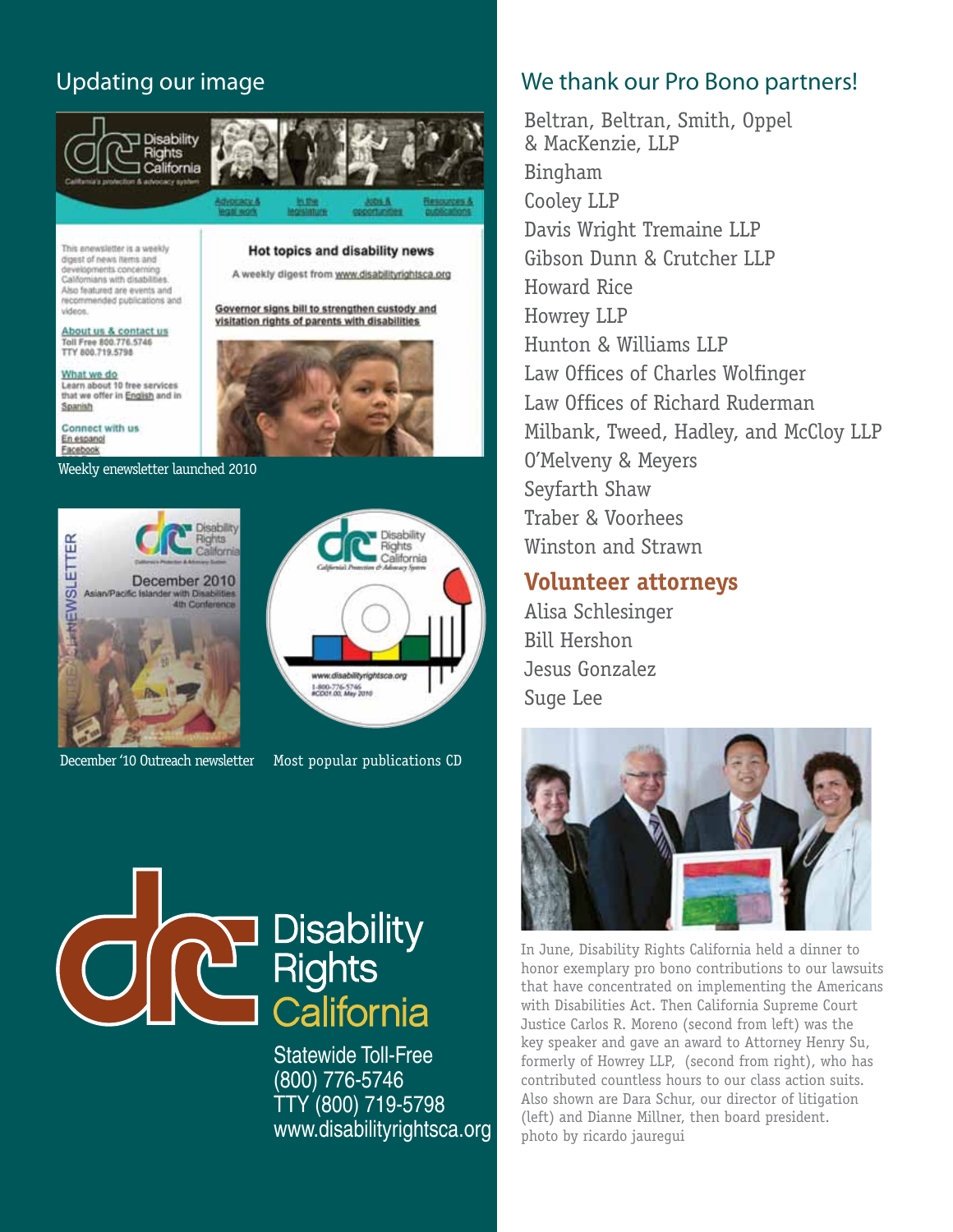## Updating our image

Weekly enewsletter launched 2010

December '10 Outreach newsletter

Most popular publications CD

Disability Rights California

Statewide Toll-Free
(800) 776-5746
TTY (800) 719-5798
www.disabilityrightsca.org

## We thank our Pro Bono partners!

Beltran, Beltran, Smith, Oppel & MacKenzie, LLP
Bingham
Cooley LLP
Davis Wright Tremaine LLP
Gibson Dunn & Crutcher LLP
Howard Rice
Howrey LLP
Hunton & Williams LLP
Law Offices of Charles Wolfinger
Law Offices of Richard Ruderman
Milbank, Tweed, Hadley, and McCloy LLP
O'Melveny & Meyers
Seyfarth Shaw
Traber & Voorhees
Winston and Strawn

### Volunteer attorneys

Alisa Schlesinger
Bill Hershon
Jesus Gonzalez
Suge Lee

In June, Disability Rights California held a dinner to honor exemplary pro bono contributions to our lawsuits that have concentrated on implementing the Americans with Disabilities Act. Then California Supreme Court Justice Carlos R. Moreno (second from left) was the key speaker and gave an award to Attorney Henry Su, formerly of Howrey LLP, (second from right), who has contributed countless hours to our class action suits. Also shown are Dara Schur, our director of litigation (left) and Dianne Millner, then board president. photo by ricardo jauregui